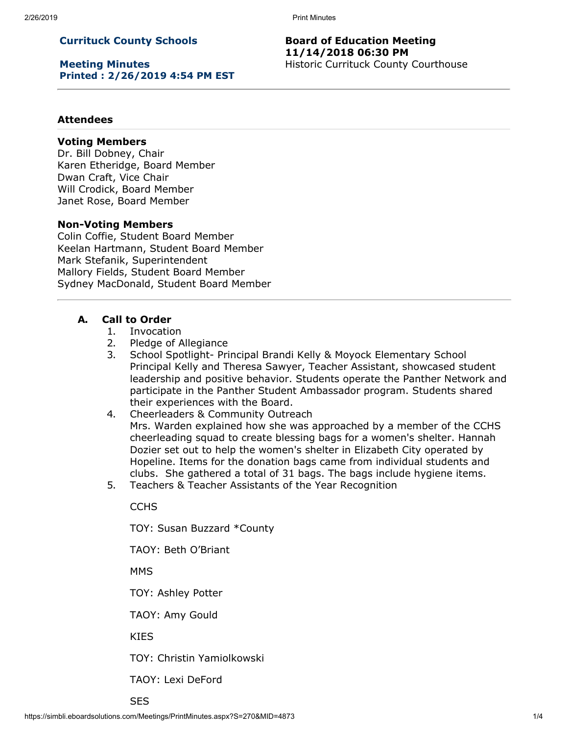**Currituck County Schools**

**Meeting Minutes**
**Printed : 2/26/2019 4:54 PM EST**

**Board of Education Meeting**
**11/14/2018 06:30 PM**
Historic Currituck County Courthouse

---

### Attendees

**Voting Members**
Dr. Bill Dobney, Chair
Karen Etheridge, Board Member
Dwan Craft, Vice Chair
Will Crodick, Board Member
Janet Rose, Board Member

**Non-Voting Members**
Colin Coffie, Student Board Member
Keelan Hartmann, Student Board Member
Mark Stefanik, Superintendent
Mallory Fields, Student Board Member
Sydney MacDonald, Student Board Member

---

### A. Call to Order

1. Invocation
2. Pledge of Allegiance
3. School Spotlight- Principal Brandi Kelly & Moyock Elementary School
   Principal Kelly and Theresa Sawyer, Teacher Assistant, showcased student leadership and positive behavior. Students operate the Panther Network and participate in the Panther Student Ambassador program. Students shared their experiences with the Board.
4. Cheerleaders & Community Outreach
   Mrs. Warden explained how she was approached by a member of the CCHS cheerleading squad to create blessing bags for a women's shelter. Hannah Dozier set out to help the women's shelter in Elizabeth City operated by Hopeline. Items for the donation bags came from individual students and clubs. She gathered a total of 31 bags. The bags include hygiene items.
5. Teachers & Teacher Assistants of the Year Recognition

   CCHS

   TOY: Susan Buzzard *County

   TAOY: Beth O'Briant

   MMS

   TOY: Ashley Potter

   TAOY: Amy Gould

   KIES

   TOY: Christin Yamiolkowski

   TAOY: Lexi DeFord

   SES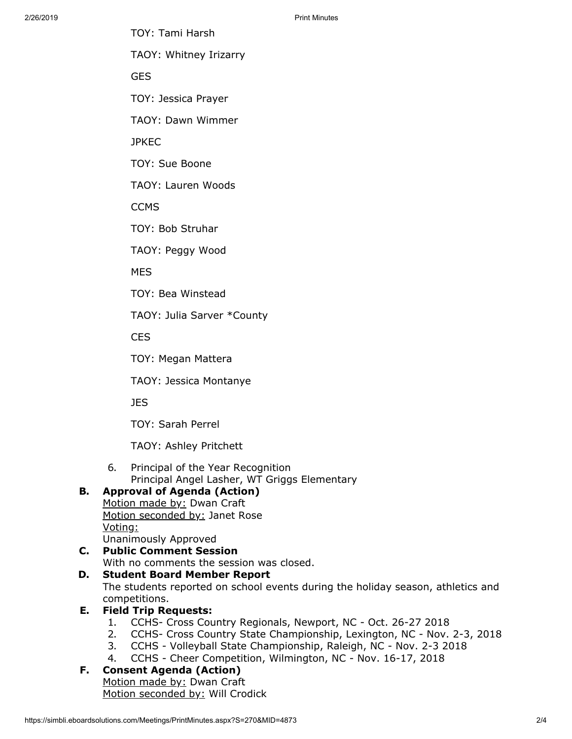TOY: Tami Harsh

TAOY: Whitney Irizarry

GES

TOY: Jessica Prayer

TAOY: Dawn Wimmer

JPKEC

TOY: Sue Boone

TAOY: Lauren Woods

CCMS

TOY: Bob Struhar

TAOY: Peggy Wood

MES

TOY: Bea Winstead

TAOY: Julia Sarver *County

CES

TOY: Megan Mattera

TAOY: Jessica Montanye

JES

TOY: Sarah Perrel

TAOY: Ashley Pritchett

6. Principal of the Year Recognition
   Principal Angel Lasher, WT Griggs Elementary

**B. Approval of Agenda (Action)**
<u>Motion made by:</u> Dwan Craft
<u>Motion seconded by:</u> Janet Rose
<u>Voting:</u>
Unanimously Approved

**C. Public Comment Session**
With no comments the session was closed.

**D. Student Board Member Report**
The students reported on school events during the holiday season, athletics and competitions.

**E. Field Trip Requests:**

1. CCHS- Cross Country Regionals, Newport, NC - Oct. 26-27 2018
2. CCHS- Cross Country State Championship, Lexington, NC - Nov. 2-3, 2018
3. CCHS - Volleyball State Championship, Raleigh, NC - Nov. 2-3 2018
4. CCHS - Cheer Competition, Wilmington, NC - Nov. 16-17, 2018

**F. Consent Agenda (Action)**
<u>Motion made by:</u> Dwan Craft
<u>Motion seconded by:</u> Will Crodick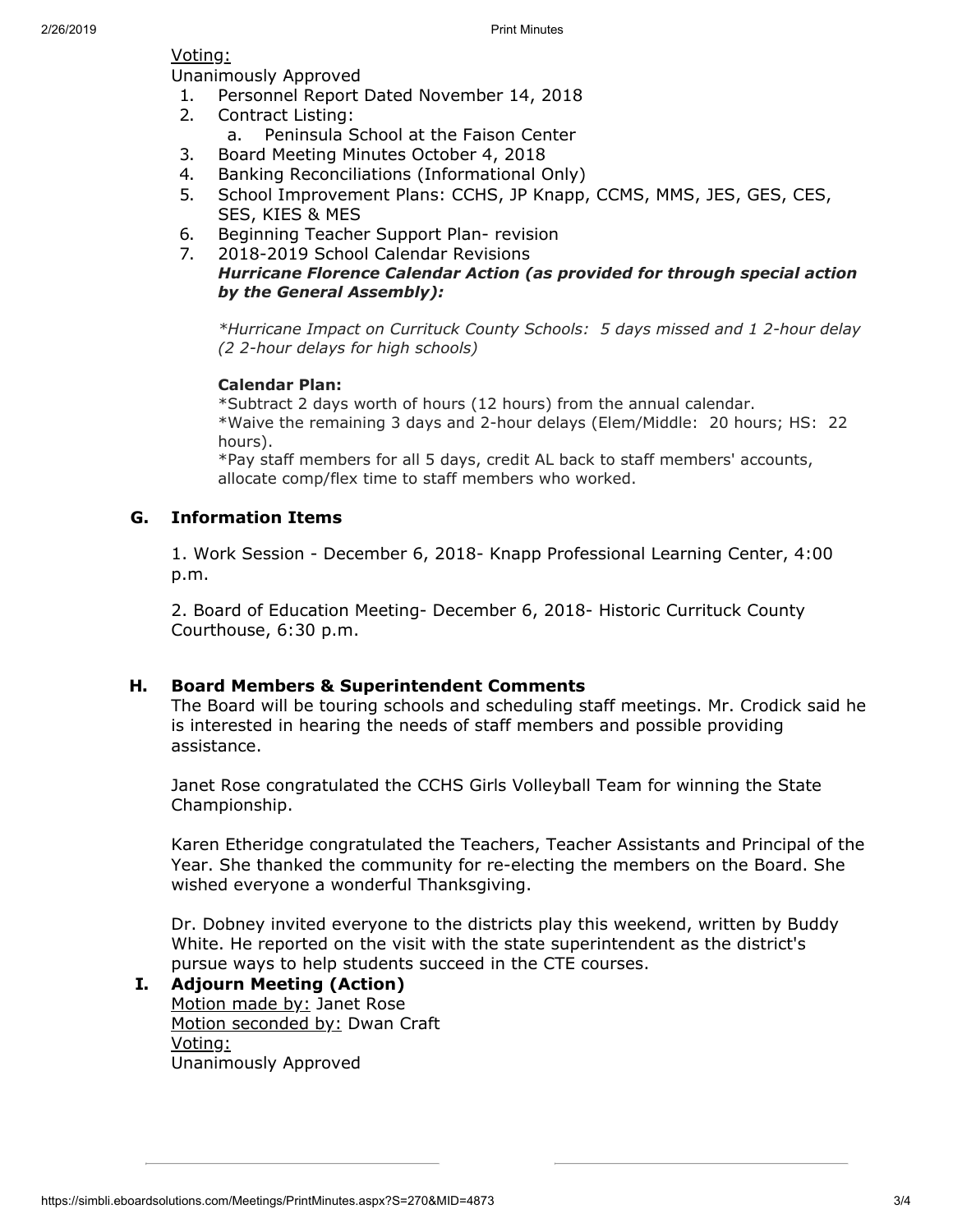Voting:

Unanimously Approved

1. Personnel Report Dated November 14, 2018
2. Contract Listing:
   a. Peninsula School at the Faison Center
3. Board Meeting Minutes October 4, 2018
4. Banking Reconciliations (Informational Only)
5. School Improvement Plans: CCHS, JP Knapp, CCMS, MMS, JES, GES, CES, SES, KIES & MES
6. Beginning Teacher Support Plan- revision
7. 2018-2019 School Calendar Revisions

   ***Hurricane Florence Calendar Action (as provided for through special action by the General Assembly):***

   **Hurricane Impact on Currituck County Schools:  5 days missed and 1 2-hour delay (2 2-hour delays for high schools)*

   **Calendar Plan:**

   *Subtract 2 days worth of hours (12 hours) from the annual calendar.
   *Waive the remaining 3 days and 2-hour delays (Elem/Middle:  20 hours; HS:  22 hours).
   *Pay staff members for all 5 days, credit AL back to staff members' accounts, allocate comp/flex time to staff members who worked.

### G. Information Items

1. Work Session - December 6, 2018- Knapp Professional Learning Center, 4:00 p.m.

2. Board of Education Meeting- December 6, 2018- Historic Currituck County Courthouse, 6:30 p.m.

### H. Board Members & Superintendent Comments

The Board will be touring schools and scheduling staff meetings. Mr. Crodick said he is interested in hearing the needs of staff members and possible providing assistance.

Janet Rose congratulated the CCHS Girls Volleyball Team for winning the State Championship.

Karen Etheridge congratulated the Teachers, Teacher Assistants and Principal of the Year. She thanked the community for re-electing the members on the Board. She wished everyone a wonderful Thanksgiving.

Dr. Dobney invited everyone to the districts play this weekend, written by Buddy White. He reported on the visit with the state superintendent as the district's pursue ways to help students succeed in the CTE courses.

### I. Adjourn Meeting (Action)

Motion made by: Janet Rose
Motion seconded by: Dwan Craft
Voting:
Unanimously Approved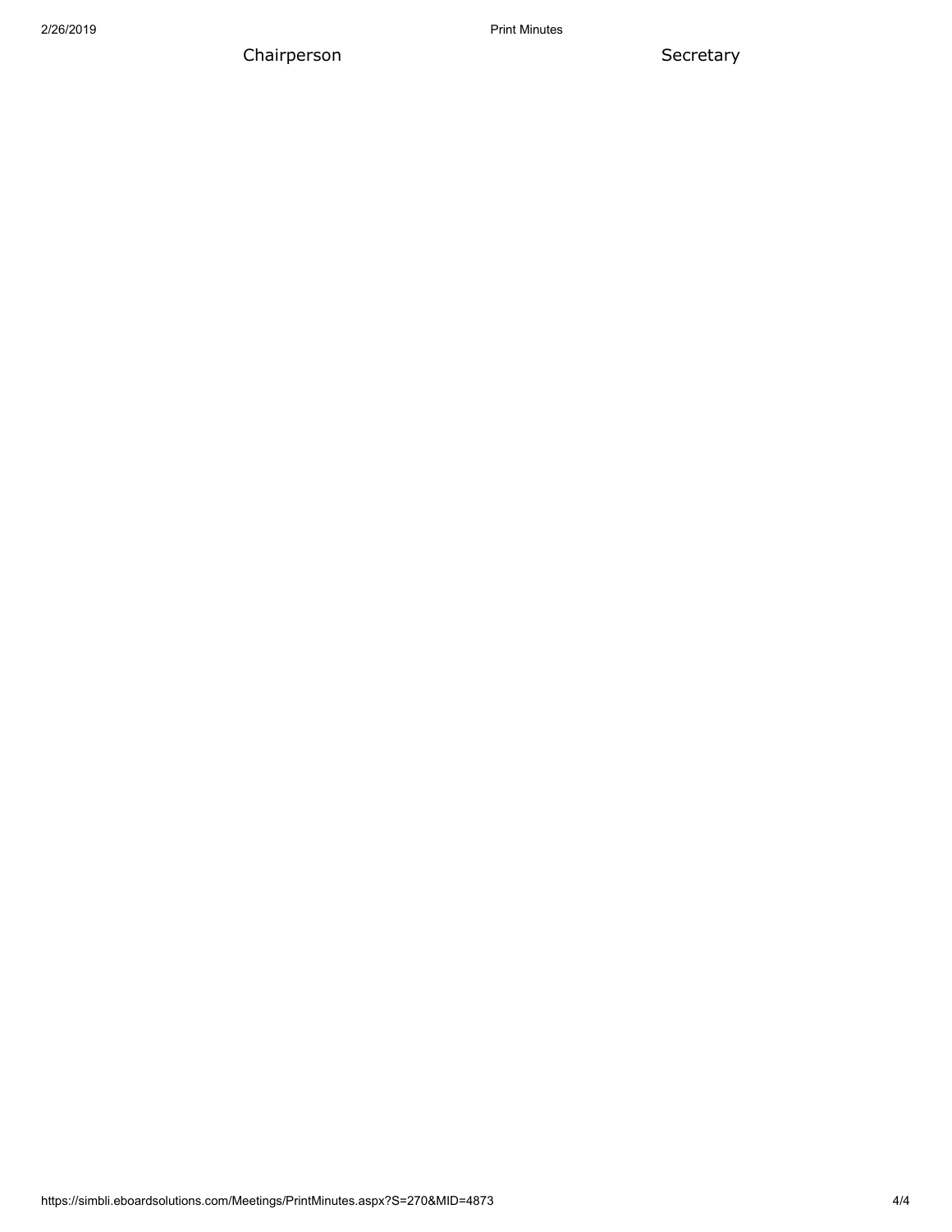Chairperson Secretary